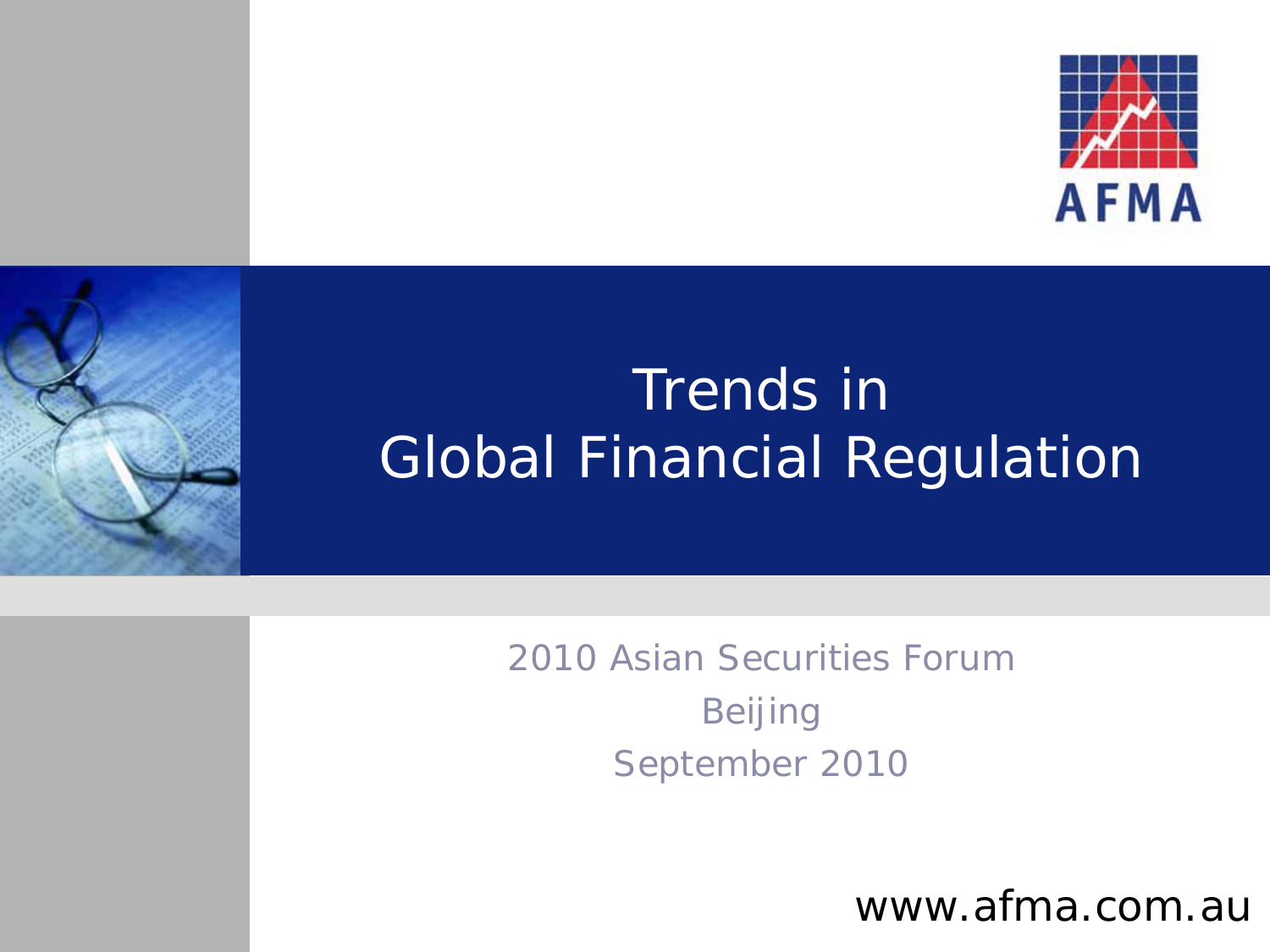AFMA

# Trends in Global Financial Regulation

2010 Asian Securities Forum

Beijing

September 2010

www.afma.com.au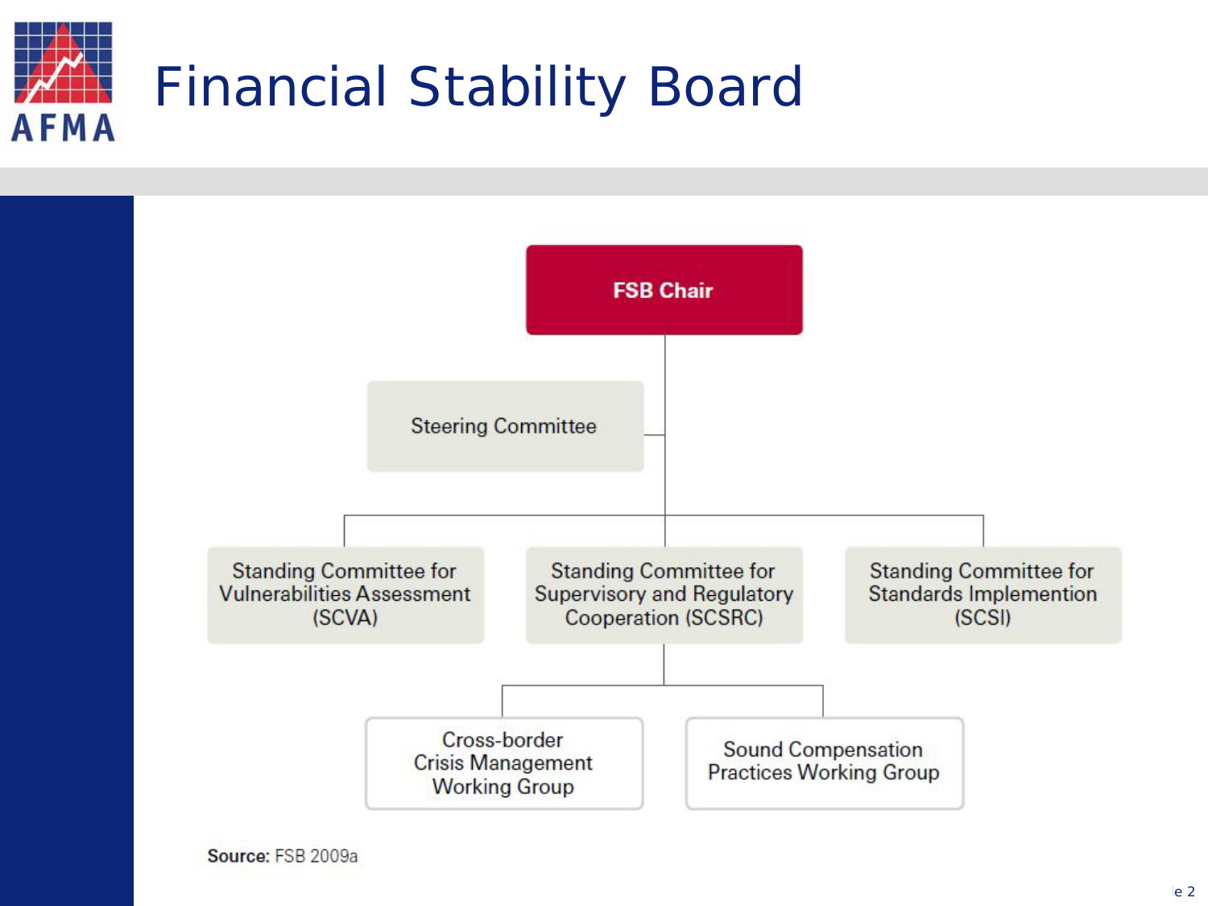# Financial Stability Board

- FSB Chair
  - Steering Committee
  - Standing Committee for Vulnerabilities Assessment (SCVA)
  - Standing Committee for Supervisory and Regulatory Cooperation (SCSRC)
    - Cross-border Crisis Management Working Group
    - Sound Compensation Practices Working Group
  - Standing Committee for Standards Implemention (SCSI)

**Source:** FSB 2009a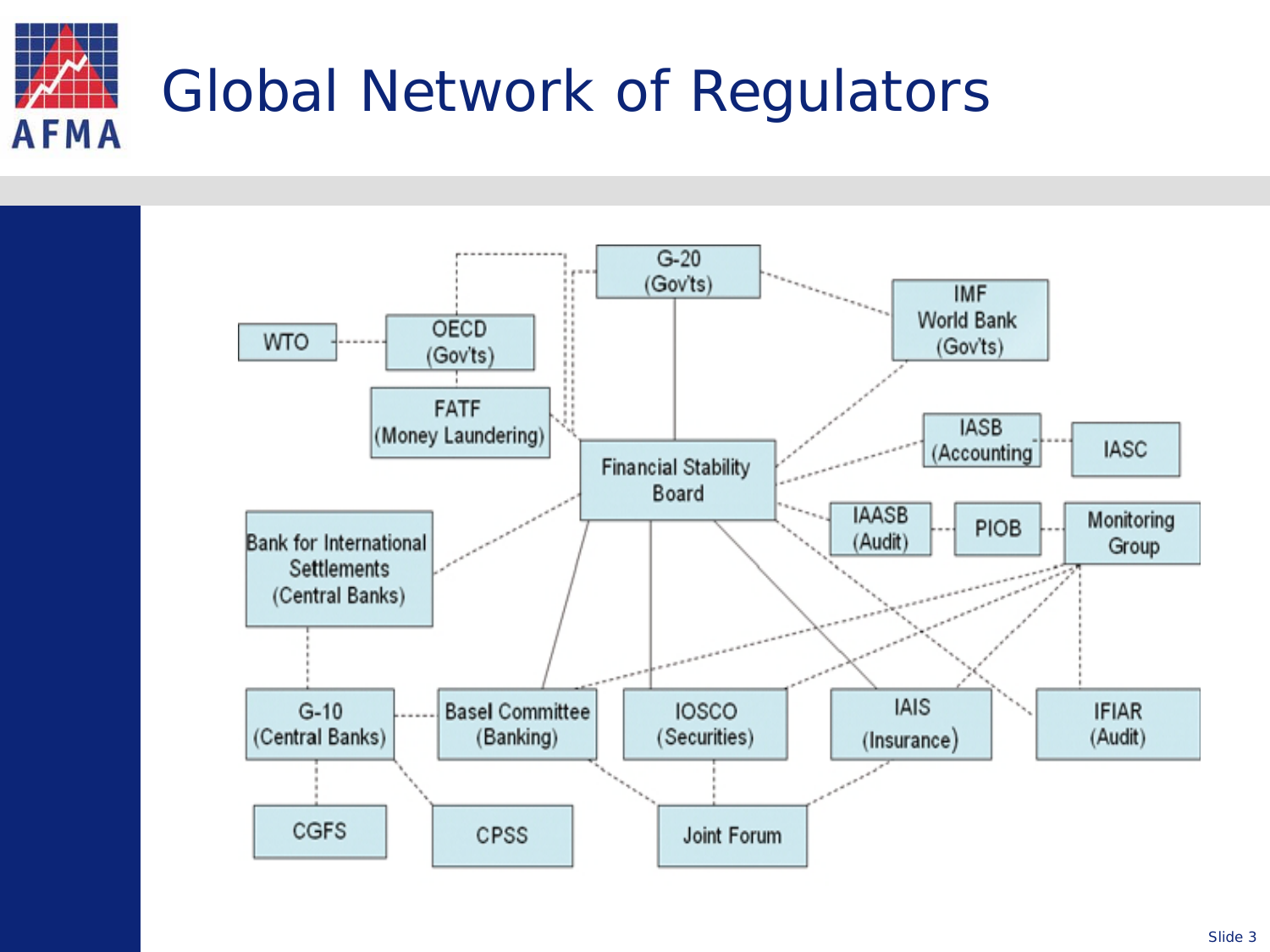# Global Network of Regulators

- G-20 (Gov'ts)
- IMF World Bank (Gov'ts)
- WTO
- OECD (Gov'ts)
- FATF (Money Laundering)
- Financial Stability Board
- IASB (Accounting)
- IASC
- IAASB (Audit)
- PIOB
- Monitoring Group
- Bank for International Settlements (Central Banks)
- G-10 (Central Banks)
- Basel Committee (Banking)
- IOSCO (Securities)
- IAIS (Insurance)
- IFIAR (Audit)
- CGFS
- CPSS
- Joint Forum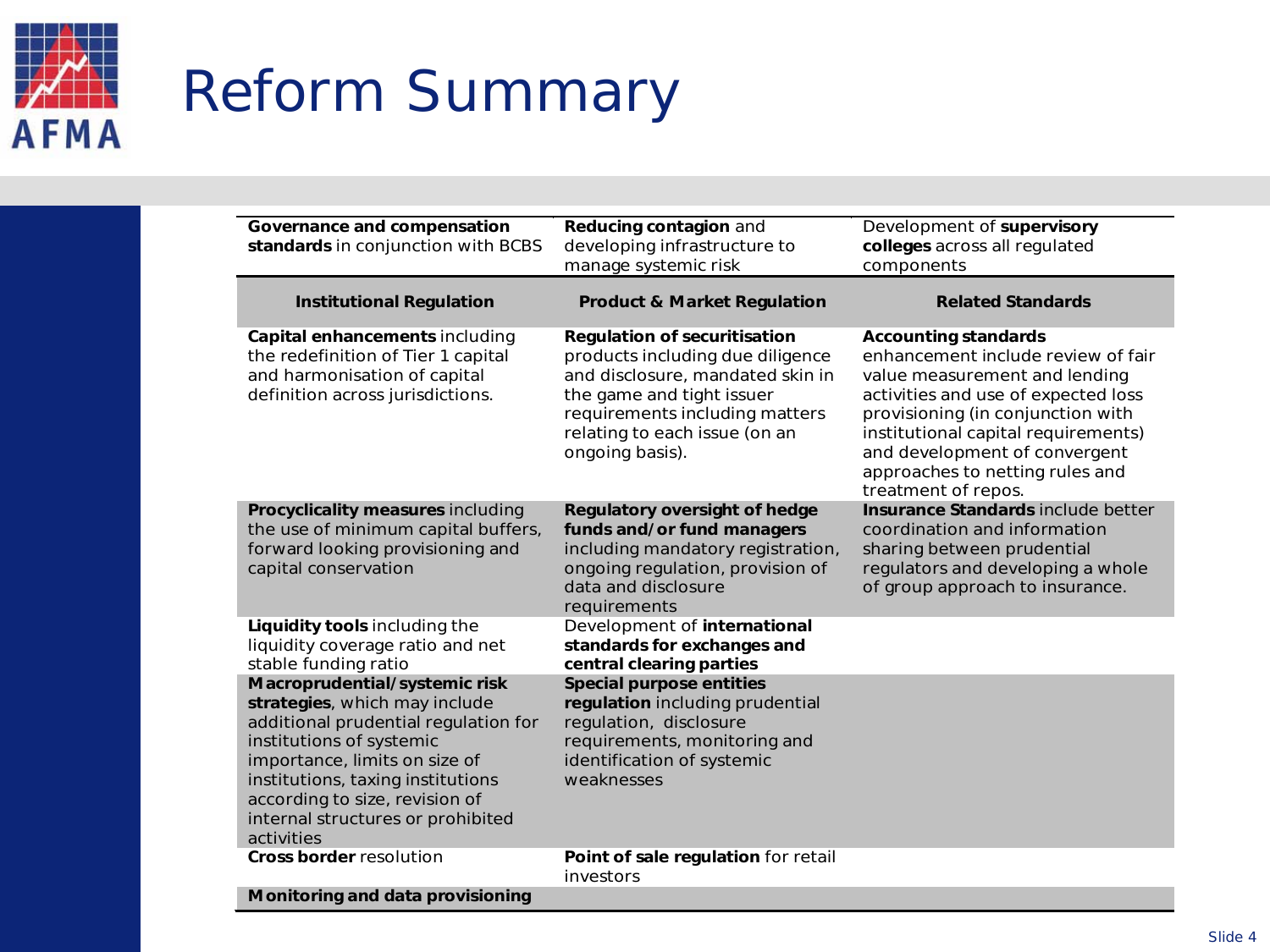# Reform Summary

| **Governance and compensation standards** in conjunction with BCBS | **Reducing contagion** and developing infrastructure to manage systemic risk | Development of **supervisory colleges** across all regulated components |
|---|---|---|
| **Institutional Regulation** | **Product & Market Regulation** | **Related Standards** |
| **Capital enhancements** including the redefinition of Tier 1 capital and harmonisation of capital definition across jurisdictions. | **Regulation of securitisation** products including due diligence and disclosure, mandated skin in the game and tight issuer requirements including matters relating to each issue (on an ongoing basis). | **Accounting standards** enhancement include review of fair value measurement and lending activities and use of expected loss provisioning (in conjunction with institutional capital requirements) and development of convergent approaches to netting rules and treatment of repos. |
| **Procyclicality measures** including the use of minimum capital buffers, forward looking provisioning and capital conservation | **Regulatory oversight of hedge funds and/or fund managers** including mandatory registration, ongoing regulation, provision of data and disclosure requirements | **Insurance Standards** include better coordination and information sharing between prudential regulators and developing a whole of group approach to insurance. |
| **Liquidity tools** including the liquidity coverage ratio and net stable funding ratio | Development of **international standards for exchanges and central clearing parties** | |
| **Macroprudential/systemic risk strategies**, which may include additional prudential regulation for institutions of systemic importance, limits on size of institutions, taxing institutions according to size, revision of internal structures or prohibited activities | **Special purpose entities regulation** including prudential regulation, disclosure requirements, monitoring and identification of systemic weaknesses | |
| **Cross border** resolution | **Point of sale regulation** for retail investors | |
| **Monitoring and data provisioning** | | |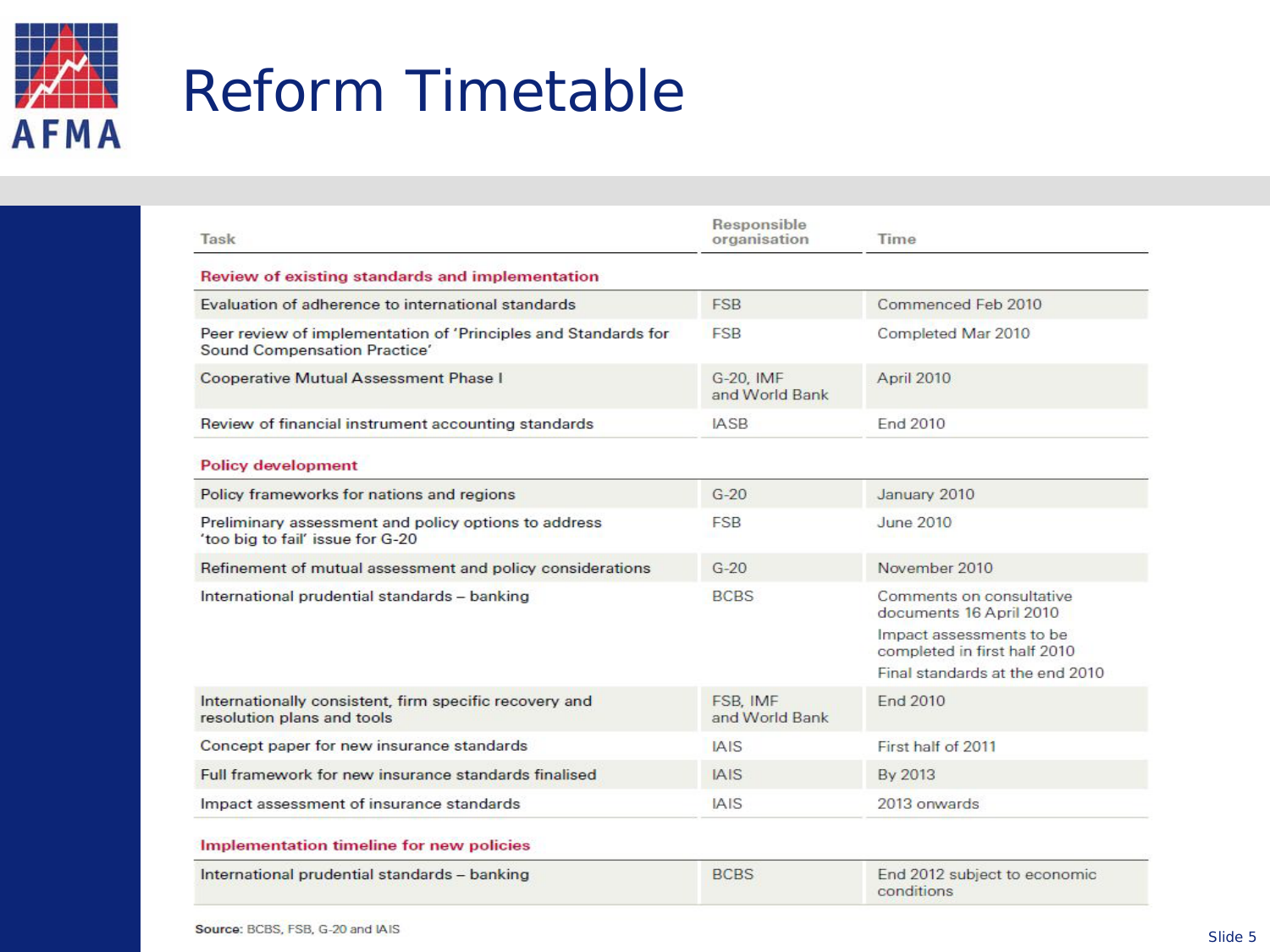# Reform Timetable

| Task | Responsible organisation | Time |
| --- | --- | --- |
| **Review of existing standards and implementation** | | |
| Evaluation of adherence to international standards | FSB | Commenced Feb 2010 |
| Peer review of implementation of 'Principles and Standards for Sound Compensation Practice' | FSB | Completed Mar 2010 |
| Cooperative Mutual Assessment Phase I | G-20, IMF and World Bank | April 2010 |
| Review of financial instrument accounting standards | IASB | End 2010 |
| **Policy development** | | |
| Policy frameworks for nations and regions | G-20 | January 2010 |
| Preliminary assessment and policy options to address 'too big to fail' issue for G-20 | FSB | June 2010 |
| Refinement of mutual assessment and policy considerations | G-20 | November 2010 |
| International prudential standards – banking | BCBS | Comments on consultative documents 16 April 2010<br>Impact assessments to be completed in first half 2010<br>Final standards at the end 2010 |
| Internationally consistent, firm specific recovery and resolution plans and tools | FSB, IMF and World Bank | End 2010 |
| Concept paper for new insurance standards | IAIS | First half of 2011 |
| Full framework for new insurance standards finalised | IAIS | By 2013 |
| Impact assessment of insurance standards | IAIS | 2013 onwards |
| **Implementation timeline for new policies** | | |
| International prudential standards – banking | BCBS | End 2012 subject to economic conditions |

**Source:** BCBS, FSB, G-20 and IAIS